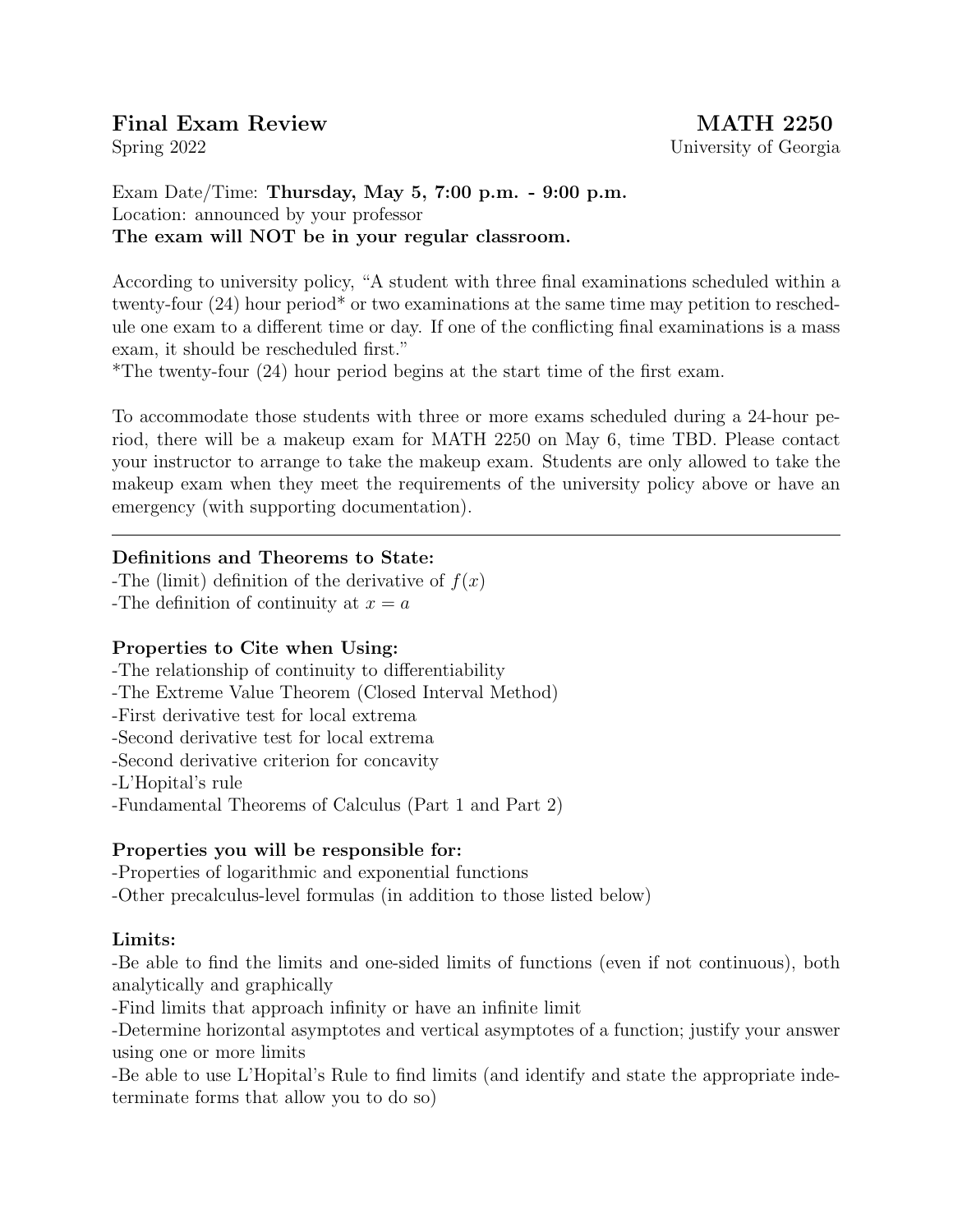**Final Exam Review** **MATH 2250**
Spring 2022 University of Georgia

Exam Date/Time: **Thursday, May 5, 7:00 p.m. - 9:00 p.m.**
Location: announced by your professor
**The exam will NOT be in your regular classroom.**

According to university policy, "A student with three final examinations scheduled within a twenty-four (24) hour period* or two examinations at the same time may petition to reschedule one exam to a different time or day. If one of the conflicting final examinations is a mass exam, it should be rescheduled first."
*The twenty-four (24) hour period begins at the start time of the first exam.

To accommodate those students with three or more exams scheduled during a 24-hour period, there will be a makeup exam for MATH 2250 on May 6, time TBD. Please contact your instructor to arrange to take the makeup exam. Students are only allowed to take the makeup exam when they meet the requirements of the university policy above or have an emergency (with supporting documentation).

---

**Definitions and Theorems to State:**
-The (limit) definition of the derivative of $f(x)$
-The definition of continuity at $x = a$

**Properties to Cite when Using:**
-The relationship of continuity to differentiability
-The Extreme Value Theorem (Closed Interval Method)
-First derivative test for local extrema
-Second derivative test for local extrema
-Second derivative criterion for concavity
-L'Hopital's rule
-Fundamental Theorems of Calculus (Part 1 and Part 2)

**Properties you will be responsible for:**
-Properties of logarithmic and exponential functions
-Other precalculus-level formulas (in addition to those listed below)

**Limits:**
-Be able to find the limits and one-sided limits of functions (even if not continuous), both analytically and graphically
-Find limits that approach infinity or have an infinite limit
-Determine horizontal asymptotes and vertical asymptotes of a function; justify your answer using one or more limits
-Be able to use L'Hopital's Rule to find limits (and identify and state the appropriate indeterminate forms that allow you to do so)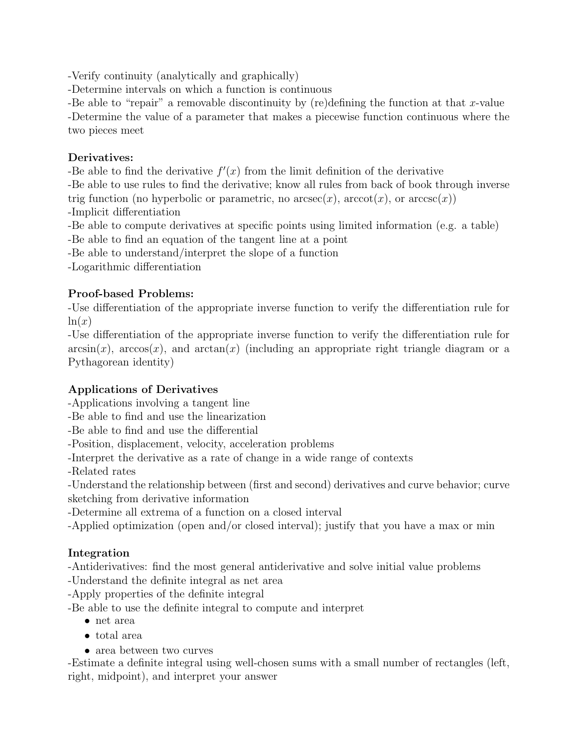-Verify continuity (analytically and graphically)
-Determine intervals on which a function is continuous
-Be able to "repair" a removable discontinuity by (re)defining the function at that $x$-value
-Determine the value of a parameter that makes a piecewise function continuous where the two pieces meet

**Derivatives:**
-Be able to find the derivative $f'(x)$ from the limit definition of the derivative
-Be able to use rules to find the derivative; know all rules from back of book through inverse trig function (no hyperbolic or parametric, no $\text{arcsec}(x)$, $\text{arccot}(x)$, or $\text{arccsc}(x)$)
-Implicit differentiation
-Be able to compute derivatives at specific points using limited information (e.g. a table)
-Be able to find an equation of the tangent line at a point
-Be able to understand/interpret the slope of a function
-Logarithmic differentiation

**Proof-based Problems:**
-Use differentiation of the appropriate inverse function to verify the differentiation rule for $\ln(x)$
-Use differentiation of the appropriate inverse function to verify the differentiation rule for $\arcsin(x)$, $\arccos(x)$, and $\arctan(x)$ (including an appropriate right triangle diagram or a Pythagorean identity)

**Applications of Derivatives**
-Applications involving a tangent line
-Be able to find and use the linearization
-Be able to find and use the differential
-Position, displacement, velocity, acceleration problems
-Interpret the derivative as a rate of change in a wide range of contexts
-Related rates
-Understand the relationship between (first and second) derivatives and curve behavior; curve sketching from derivative information
-Determine all extrema of a function on a closed interval
-Applied optimization (open and/or closed interval); justify that you have a max or min

**Integration**
-Antiderivatives: find the most general antiderivative and solve initial value problems
-Understand the definite integral as net area
-Apply properties of the definite integral
-Be able to use the definite integral to compute and interpret

- net area
- total area
- area between two curves

-Estimate a definite integral using well-chosen sums with a small number of rectangles (left, right, midpoint), and interpret your answer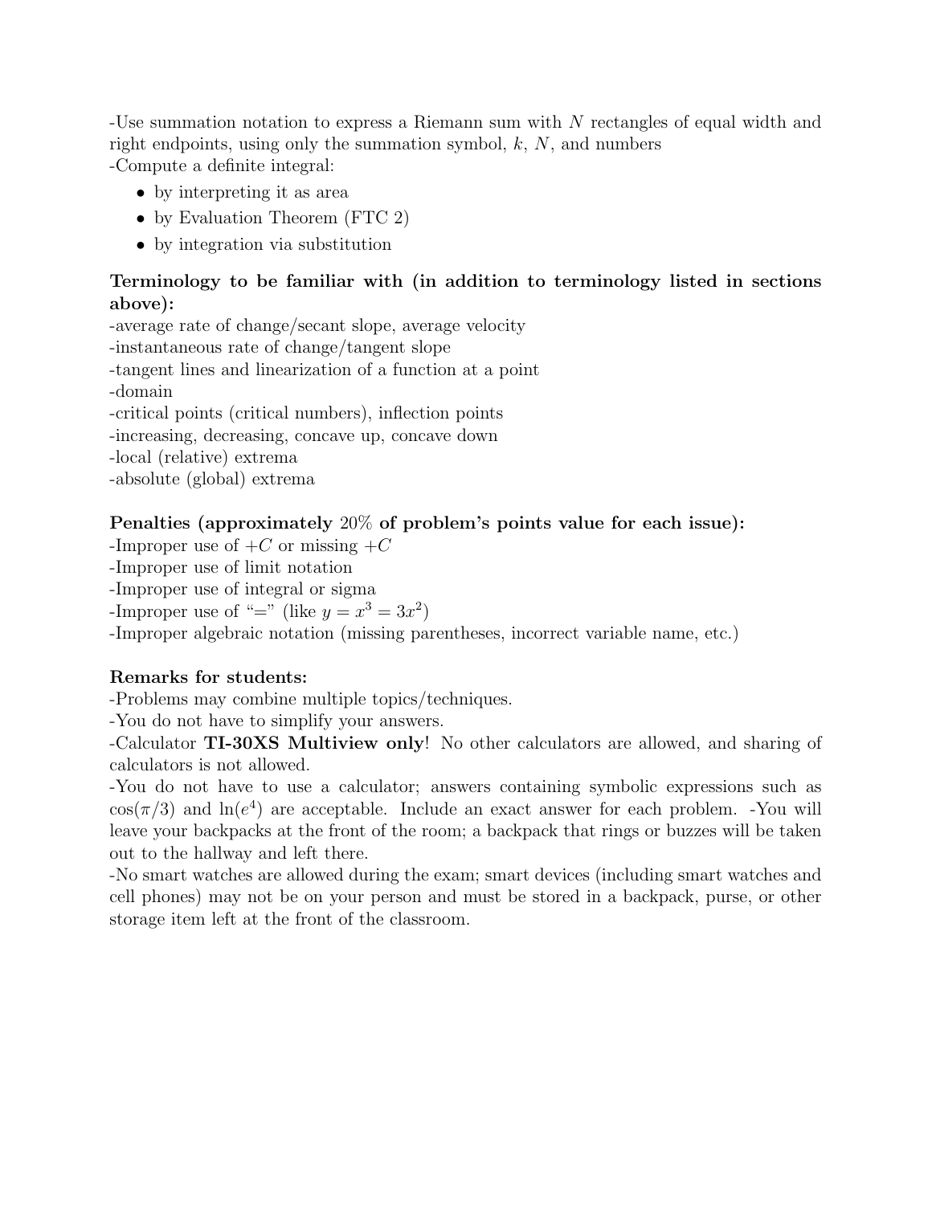-Use summation notation to express a Riemann sum with $N$ rectangles of equal width and right endpoints, using only the summation symbol, $k$, $N$, and numbers
-Compute a definite integral:

- by interpreting it as area
- by Evaluation Theorem (FTC 2)
- by integration via substitution

**Terminology to be familiar with (in addition to terminology listed in sections above):**
-average rate of change/secant slope, average velocity
-instantaneous rate of change/tangent slope
-tangent lines and linearization of a function at a point
-domain
-critical points (critical numbers), inflection points
-increasing, decreasing, concave up, concave down
-local (relative) extrema
-absolute (global) extrema

**Penalties (approximately 20% of problem's points value for each issue):**
-Improper use of $+C$ or missing $+C$
-Improper use of limit notation
-Improper use of integral or sigma
-Improper use of "=" (like $y = x^3 = 3x^2$)
-Improper algebraic notation (missing parentheses, incorrect variable name, etc.)

**Remarks for students:**
-Problems may combine multiple topics/techniques.
-You do not have to simplify your answers.
-Calculator **TI-30XS Multiview only**! No other calculators are allowed, and sharing of calculators is not allowed.
-You do not have to use a calculator; answers containing symbolic expressions such as $\cos(\pi/3)$ and $\ln(e^4)$ are acceptable. Include an exact answer for each problem. -You will leave your backpacks at the front of the room; a backpack that rings or buzzes will be taken out to the hallway and left there.
-No smart watches are allowed during the exam; smart devices (including smart watches and cell phones) may not be on your person and must be stored in a backpack, purse, or other storage item left at the front of the classroom.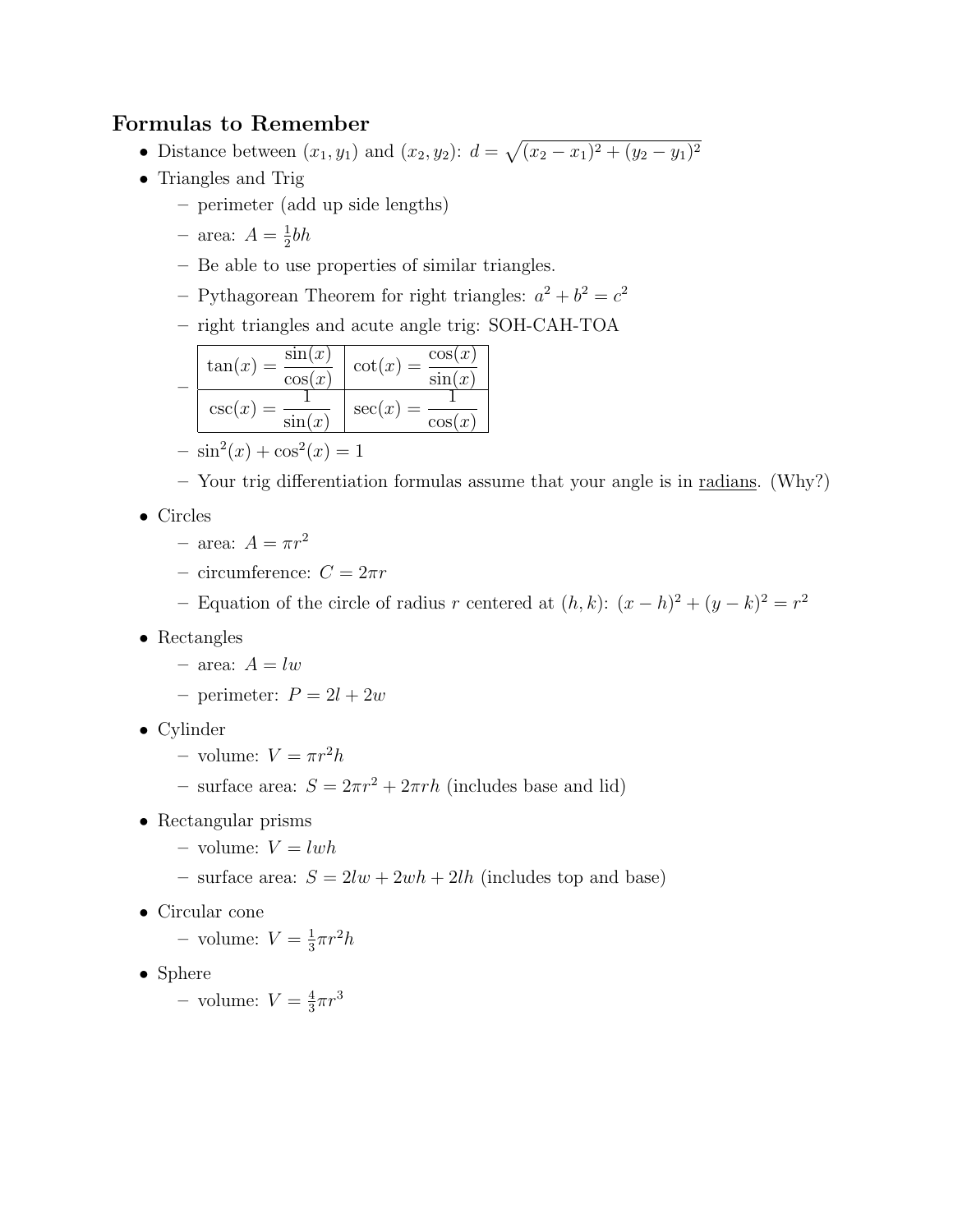## Formulas to Remember

- Distance between $(x_1, y_1)$ and $(x_2, y_2)$: $d = \sqrt{(x_2 - x_1)^2 + (y_2 - y_1)^2}$
- Triangles and Trig
  - perimeter (add up side lengths)
  - area: $A = \frac{1}{2}bh$
  - Be able to use properties of similar triangles.
  - Pythagorean Theorem for right triangles: $a^2 + b^2 = c^2$
  - right triangles and acute angle trig: SOH-CAH-TOA
  - | | |
    |---|---|
    | $\tan(x) = \dfrac{\sin(x)}{\cos(x)}$ | $\cot(x) = \dfrac{\cos(x)}{\sin(x)}$ |
    | $\csc(x) = \dfrac{1}{\sin(x)}$ | $\sec(x) = \dfrac{1}{\cos(x)}$ |
  - $\sin^2(x) + \cos^2(x) = 1$
  - Your trig differentiation formulas assume that your angle is in <u>radians</u>. (Why?)
- Circles
  - area: $A = \pi r^2$
  - circumference: $C = 2\pi r$
  - Equation of the circle of radius $r$ centered at $(h, k)$: $(x - h)^2 + (y - k)^2 = r^2$
- Rectangles
  - area: $A = lw$
  - perimeter: $P = 2l + 2w$
- Cylinder
  - volume: $V = \pi r^2 h$
  - surface area: $S = 2\pi r^2 + 2\pi rh$ (includes base and lid)
- Rectangular prisms
  - volume: $V = lwh$
  - surface area: $S = 2lw + 2wh + 2lh$ (includes top and base)
- Circular cone
  - volume: $V = \frac{1}{3}\pi r^2 h$
- Sphere
  - volume: $V = \frac{4}{3}\pi r^3$